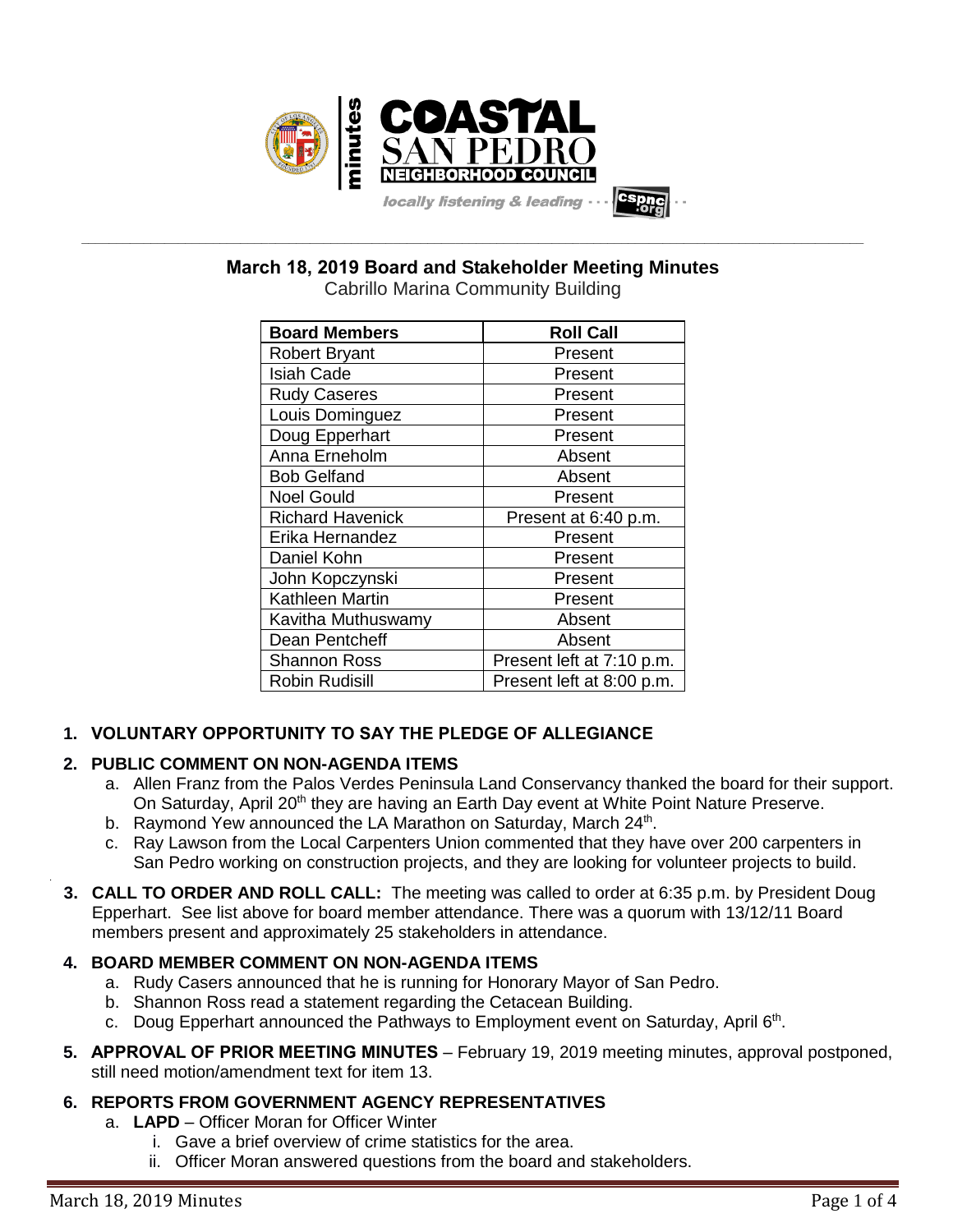# March 18, 2019 Board and Stakeholder Meeting Minutes

Cabrillo Marina Community Building

| Board Members | Roll Call |
|---|---|
| Robert Bryant | Present |
| Isiah Cade | Present |
| Rudy Caseres | Present |
| Louis Dominguez | Present |
| Doug Epperhart | Present |
| Anna Erneholm | Absent |
| Bob Gelfand | Absent |
| Noel Gould | Present |
| Richard Havenick | Present at 6:40 p.m. |
| Erika Hernandez | Present |
| Daniel Kohn | Present |
| John Kopczynski | Present |
| Kathleen Martin | Present |
| Kavitha Muthuswamy | Absent |
| Dean Pentcheff | Absent |
| Shannon Ross | Present left at 7:10 p.m. |
| Robin Rudisill | Present left at 8:00 p.m. |

1. **VOLUNTARY OPPORTUNITY TO SAY THE PLEDGE OF ALLEGIANCE**

2. **PUBLIC COMMENT ON NON-AGENDA ITEMS**
   a. Allen Franz from the Palos Verdes Peninsula Land Conservancy thanked the board for their support. On Saturday, April 20th they are having an Earth Day event at White Point Nature Preserve.
   b. Raymond Yew announced the LA Marathon on Saturday, March 24th.
   c. Ray Lawson from the Local Carpenters Union commented that they have over 200 carpenters in San Pedro working on construction projects, and they are looking for volunteer projects to build.

3. **CALL TO ORDER AND ROLL CALL:** The meeting was called to order at 6:35 p.m. by President Doug Epperhart. See list above for board member attendance. There was a quorum with 13/12/11 Board members present and approximately 25 stakeholders in attendance.

4. **BOARD MEMBER COMMENT ON NON-AGENDA ITEMS**
   a. Rudy Casers announced that he is running for Honorary Mayor of San Pedro.
   b. Shannon Ross read a statement regarding the Cetacean Building.
   c. Doug Epperhart announced the Pathways to Employment event on Saturday, April 6th.

5. **APPROVAL OF PRIOR MEETING MINUTES** – February 19, 2019 meeting minutes, approval postponed, still need motion/amendment text for item 13.

6. **REPORTS FROM GOVERNMENT AGENCY REPRESENTATIVES**
   a. **LAPD** – Officer Moran for Officer Winter
      i. Gave a brief overview of crime statistics for the area.
      ii. Officer Moran answered questions from the board and stakeholders.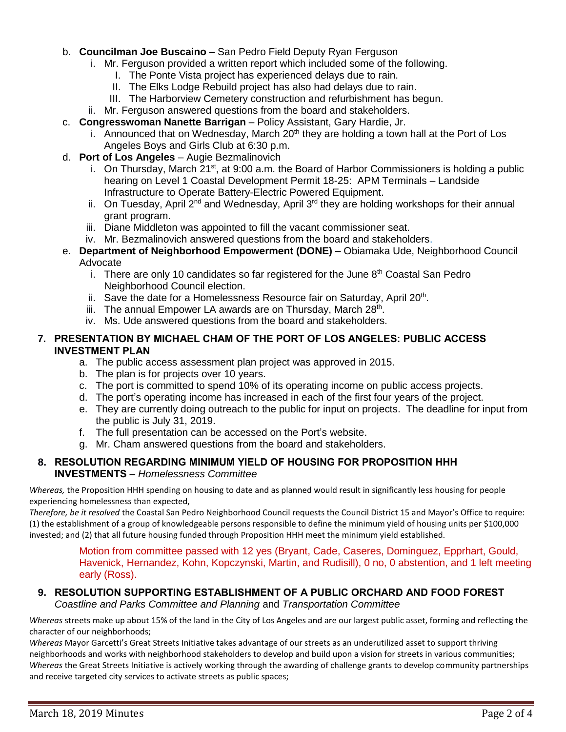b. **Councilman Joe Buscaino** – San Pedro Field Deputy Ryan Ferguson
   i. Mr. Ferguson provided a written report which included some of the following.
      I. The Ponte Vista project has experienced delays due to rain.
      II. The Elks Lodge Rebuild project has also had delays due to rain.
      III. The Harborview Cemetery construction and refurbishment has begun.
   ii. Mr. Ferguson answered questions from the board and stakeholders.

c. **Congresswoman Nanette Barrigan** – Policy Assistant, Gary Hardie, Jr.
   i. Announced that on Wednesday, March 20th they are holding a town hall at the Port of Los Angeles Boys and Girls Club at 6:30 p.m.

d. **Port of Los Angeles** – Augie Bezmalinovich
   i. On Thursday, March 21st, at 9:00 a.m. the Board of Harbor Commissioners is holding a public hearing on Level 1 Coastal Development Permit 18-25: APM Terminals – Landside Infrastructure to Operate Battery-Electric Powered Equipment.
   ii. On Tuesday, April 2nd and Wednesday, April 3rd they are holding workshops for their annual grant program.
   iii. Diane Middleton was appointed to fill the vacant commissioner seat.
   iv. Mr. Bezmalinovich answered questions from the board and stakeholders.

e. **Department of Neighborhood Empowerment (DONE)** – Obiamaka Ude, Neighborhood Council Advocate
   i. There are only 10 candidates so far registered for the June 8th Coastal San Pedro Neighborhood Council election.
   ii. Save the date for a Homelessness Resource fair on Saturday, April 20th.
   iii. The annual Empower LA awards are on Thursday, March 28th.
   iv. Ms. Ude answered questions from the board and stakeholders.

## 7. PRESENTATION BY MICHAEL CHAM OF THE PORT OF LOS ANGELES: PUBLIC ACCESS INVESTMENT PLAN

a. The public access assessment plan project was approved in 2015.
b. The plan is for projects over 10 years.
c. The port is committed to spend 10% of its operating income on public access projects.
d. The port's operating income has increased in each of the first four years of the project.
e. They are currently doing outreach to the public for input on projects. The deadline for input from the public is July 31, 2019.
f. The full presentation can be accessed on the Port's website.
g. Mr. Cham answered questions from the board and stakeholders.

## 8. RESOLUTION REGARDING MINIMUM YIELD OF HOUSING FOR PROPOSITION HHH INVESTMENTS – *Homelessness Committee*

*Whereas,* the Proposition HHH spending on housing to date and as planned would result in significantly less housing for people experiencing homelessness than expected,

*Therefore, be it resolved* the Coastal San Pedro Neighborhood Council requests the Council District 15 and Mayor's Office to require: (1) the establishment of a group of knowledgeable persons responsible to define the minimum yield of housing units per $100,000 invested; and (2) that all future housing funded through Proposition HHH meet the minimum yield established.

Motion from committee passed with 12 yes (Bryant, Cade, Caseres, Dominguez, Epprhart, Gould, Havenick, Hernandez, Kohn, Kopczynski, Martin, and Rudisill), 0 no, 0 abstention, and 1 left meeting early (Ross).

## 9. RESOLUTION SUPPORTING ESTABLISHMENT OF A PUBLIC ORCHARD AND FOOD FOREST
*Coastline and Parks Committee and Planning* and *Transportation Committee*

*Whereas* streets make up about 15% of the land in the City of Los Angeles and are our largest public asset, forming and reflecting the character of our neighborhoods;

*Whereas* Mayor Garcetti's Great Streets Initiative takes advantage of our streets as an underutilized asset to support thriving neighborhoods and works with neighborhood stakeholders to develop and build upon a vision for streets in various communities;

*Whereas* the Great Streets Initiative is actively working through the awarding of challenge grants to develop community partnerships and receive targeted city services to activate streets as public spaces;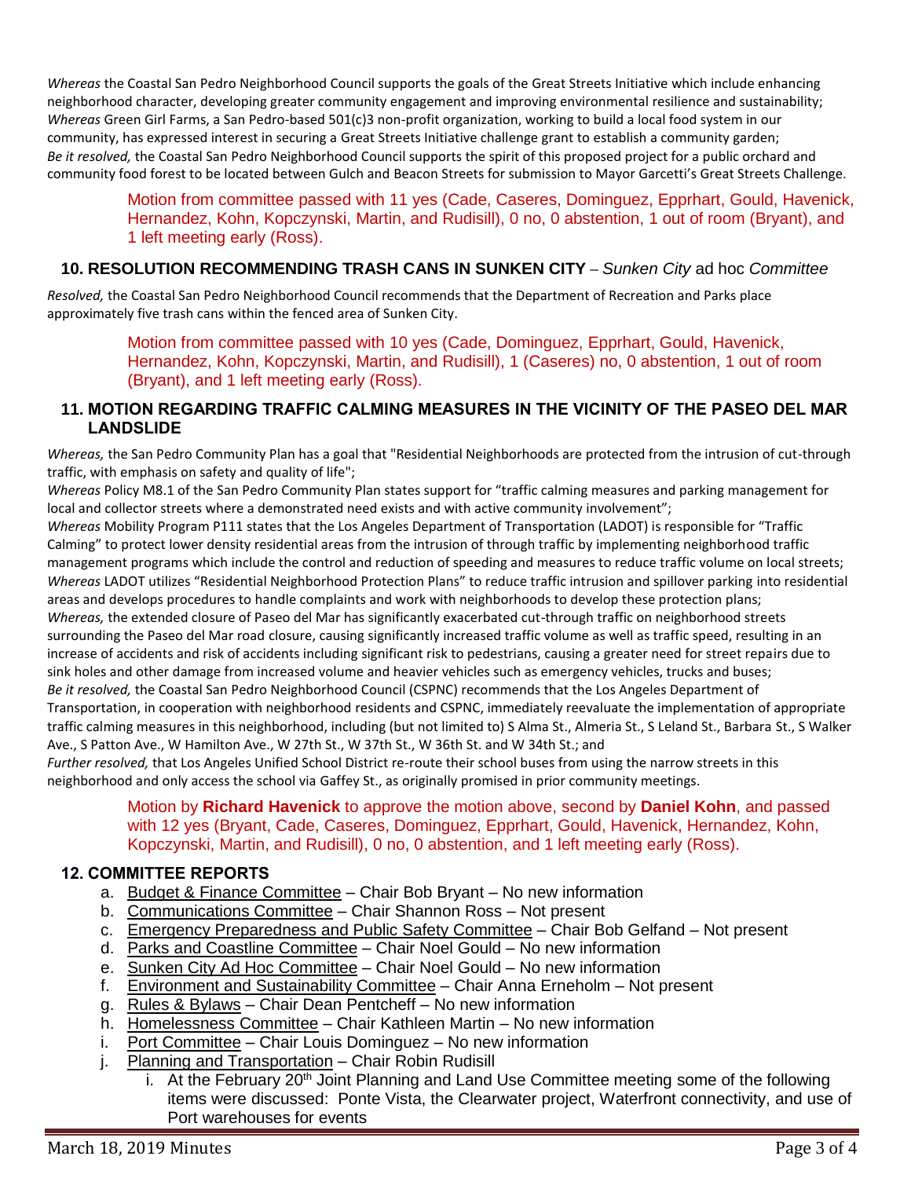*Whereas* the Coastal San Pedro Neighborhood Council supports the goals of the Great Streets Initiative which include enhancing neighborhood character, developing greater community engagement and improving environmental resilience and sustainability;
*Whereas* Green Girl Farms, a San Pedro-based 501(c)3 non-profit organization, working to build a local food system in our community, has expressed interest in securing a Great Streets Initiative challenge grant to establish a community garden;
*Be it resolved,* the Coastal San Pedro Neighborhood Council supports the spirit of this proposed project for a public orchard and community food forest to be located between Gulch and Beacon Streets for submission to Mayor Garcetti's Great Streets Challenge.

Motion from committee passed with 11 yes (Cade, Caseres, Dominguez, Epprhart, Gould, Havenick, Hernandez, Kohn, Kopczynski, Martin, and Rudisill), 0 no, 0 abstention, 1 out of room (Bryant), and 1 left meeting early (Ross).

### 10. RESOLUTION RECOMMENDING TRASH CANS IN SUNKEN CITY – *Sunken City* ad hoc *Committee*

*Resolved,* the Coastal San Pedro Neighborhood Council recommends that the Department of Recreation and Parks place approximately five trash cans within the fenced area of Sunken City.

Motion from committee passed with 10 yes (Cade, Dominguez, Epprhart, Gould, Havenick, Hernandez, Kohn, Kopczynski, Martin, and Rudisill), 1 (Caseres) no, 0 abstention, 1 out of room (Bryant), and 1 left meeting early (Ross).

### 11. MOTION REGARDING TRAFFIC CALMING MEASURES IN THE VICINITY OF THE PASEO DEL MAR LANDSLIDE

*Whereas,* the San Pedro Community Plan has a goal that "Residential Neighborhoods are protected from the intrusion of cut-through traffic, with emphasis on safety and quality of life";
*Whereas* Policy M8.1 of the San Pedro Community Plan states support for "traffic calming measures and parking management for local and collector streets where a demonstrated need exists and with active community involvement";
*Whereas* Mobility Program P111 states that the Los Angeles Department of Transportation (LADOT) is responsible for "Traffic Calming" to protect lower density residential areas from the intrusion of through traffic by implementing neighborhood traffic management programs which include the control and reduction of speeding and measures to reduce traffic volume on local streets;
*Whereas* LADOT utilizes "Residential Neighborhood Protection Plans" to reduce traffic intrusion and spillover parking into residential areas and develops procedures to handle complaints and work with neighborhoods to develop these protection plans;
*Whereas,* the extended closure of Paseo del Mar has significantly exacerbated cut-through traffic on neighborhood streets surrounding the Paseo del Mar road closure, causing significantly increased traffic volume as well as traffic speed, resulting in an increase of accidents and risk of accidents including significant risk to pedestrians, causing a greater need for street repairs due to sink holes and other damage from increased volume and heavier vehicles such as emergency vehicles, trucks and buses;
*Be it resolved,* the Coastal San Pedro Neighborhood Council (CSPNC) recommends that the Los Angeles Department of Transportation, in cooperation with neighborhood residents and CSPNC, immediately reevaluate the implementation of appropriate traffic calming measures in this neighborhood, including (but not limited to) S Alma St., Almeria St., S Leland St., Barbara St., S Walker Ave., S Patton Ave., W Hamilton Ave., W 27th St., W 37th St., W 36th St. and W 34th St.; and
*Further resolved,* that Los Angeles Unified School District re-route their school buses from using the narrow streets in this neighborhood and only access the school via Gaffey St., as originally promised in prior community meetings.

Motion by **Richard Havenick** to approve the motion above, second by **Daniel Kohn**, and passed with 12 yes (Bryant, Cade, Caseres, Dominguez, Epprhart, Gould, Havenick, Hernandez, Kohn, Kopczynski, Martin, and Rudisill), 0 no, 0 abstention, and 1 left meeting early (Ross).

### 12. COMMITTEE REPORTS

a. Budget & Finance Committee – Chair Bob Bryant – No new information
b. Communications Committee – Chair Shannon Ross – Not present
c. Emergency Preparedness and Public Safety Committee – Chair Bob Gelfand – Not present
d. Parks and Coastline Committee – Chair Noel Gould – No new information
e. Sunken City Ad Hoc Committee – Chair Noel Gould – No new information
f. Environment and Sustainability Committee – Chair Anna Erneholm – Not present
g. Rules & Bylaws – Chair Dean Pentcheff – No new information
h. Homelessness Committee – Chair Kathleen Martin – No new information
i. Port Committee – Chair Louis Dominguez – No new information
j. Planning and Transportation – Chair Robin Rudisill
   i. At the February 20th Joint Planning and Land Use Committee meeting some of the following items were discussed: Ponte Vista, the Clearwater project, Waterfront connectivity, and use of Port warehouses for events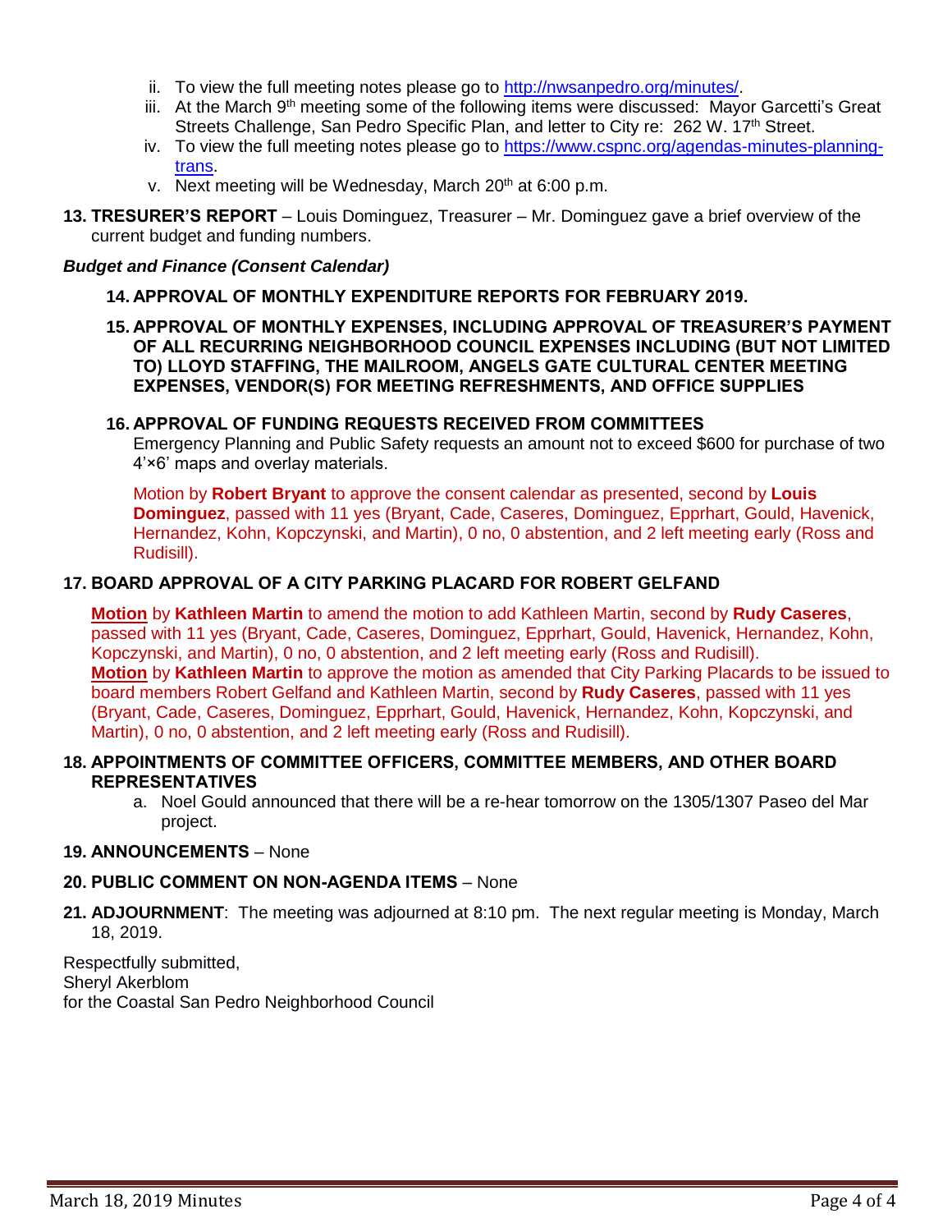ii. To view the full meeting notes please go to http://nwsanpedro.org/minutes/.
iii. At the March 9th meeting some of the following items were discussed: Mayor Garcetti's Great Streets Challenge, San Pedro Specific Plan, and letter to City re: 262 W. 17th Street.
iv. To view the full meeting notes please go to https://www.cspnc.org/agendas-minutes-planning-trans.
v. Next meeting will be Wednesday, March 20th at 6:00 p.m.

**13. TRESURER'S REPORT** – Louis Dominguez, Treasurer – Mr. Dominguez gave a brief overview of the current budget and funding numbers.

***Budget and Finance (Consent Calendar)***

**14. APPROVAL OF MONTHLY EXPENDITURE REPORTS FOR FEBRUARY 2019.**

**15. APPROVAL OF MONTHLY EXPENSES, INCLUDING APPROVAL OF TREASURER'S PAYMENT OF ALL RECURRING NEIGHBORHOOD COUNCIL EXPENSES INCLUDING (BUT NOT LIMITED TO) LLOYD STAFFING, THE MAILROOM, ANGELS GATE CULTURAL CENTER MEETING EXPENSES, VENDOR(S) FOR MEETING REFRESHMENTS, AND OFFICE SUPPLIES**

**16. APPROVAL OF FUNDING REQUESTS RECEIVED FROM COMMITTEES**

Emergency Planning and Public Safety requests an amount not to exceed $600 for purchase of two 4'×6' maps and overlay materials.

Motion by **Robert Bryant** to approve the consent calendar as presented, second by **Louis Dominguez**, passed with 11 yes (Bryant, Cade, Caseres, Dominguez, Epprhart, Gould, Havenick, Hernandez, Kohn, Kopczynski, and Martin), 0 no, 0 abstention, and 2 left meeting early (Ross and Rudisill).

**17. BOARD APPROVAL OF A CITY PARKING PLACARD FOR ROBERT GELFAND**

**Motion** by **Kathleen Martin** to amend the motion to add Kathleen Martin, second by **Rudy Caseres**, passed with 11 yes (Bryant, Cade, Caseres, Dominguez, Epprhart, Gould, Havenick, Hernandez, Kohn, Kopczynski, and Martin), 0 no, 0 abstention, and 2 left meeting early (Ross and Rudisill).
**Motion** by **Kathleen Martin** to approve the motion as amended that City Parking Placards to be issued to board members Robert Gelfand and Kathleen Martin, second by **Rudy Caseres**, passed with 11 yes (Bryant, Cade, Caseres, Dominguez, Epprhart, Gould, Havenick, Hernandez, Kohn, Kopczynski, and Martin), 0 no, 0 abstention, and 2 left meeting early (Ross and Rudisill).

**18. APPOINTMENTS OF COMMITTEE OFFICERS, COMMITTEE MEMBERS, AND OTHER BOARD REPRESENTATIVES**

a. Noel Gould announced that there will be a re-hear tomorrow on the 1305/1307 Paseo del Mar project.

**19. ANNOUNCEMENTS** – None

**20. PUBLIC COMMENT ON NON-AGENDA ITEMS** – None

**21. ADJOURNMENT**: The meeting was adjourned at 8:10 pm. The next regular meeting is Monday, March 18, 2019.

Respectfully submitted,
Sheryl Akerblom
for the Coastal San Pedro Neighborhood Council